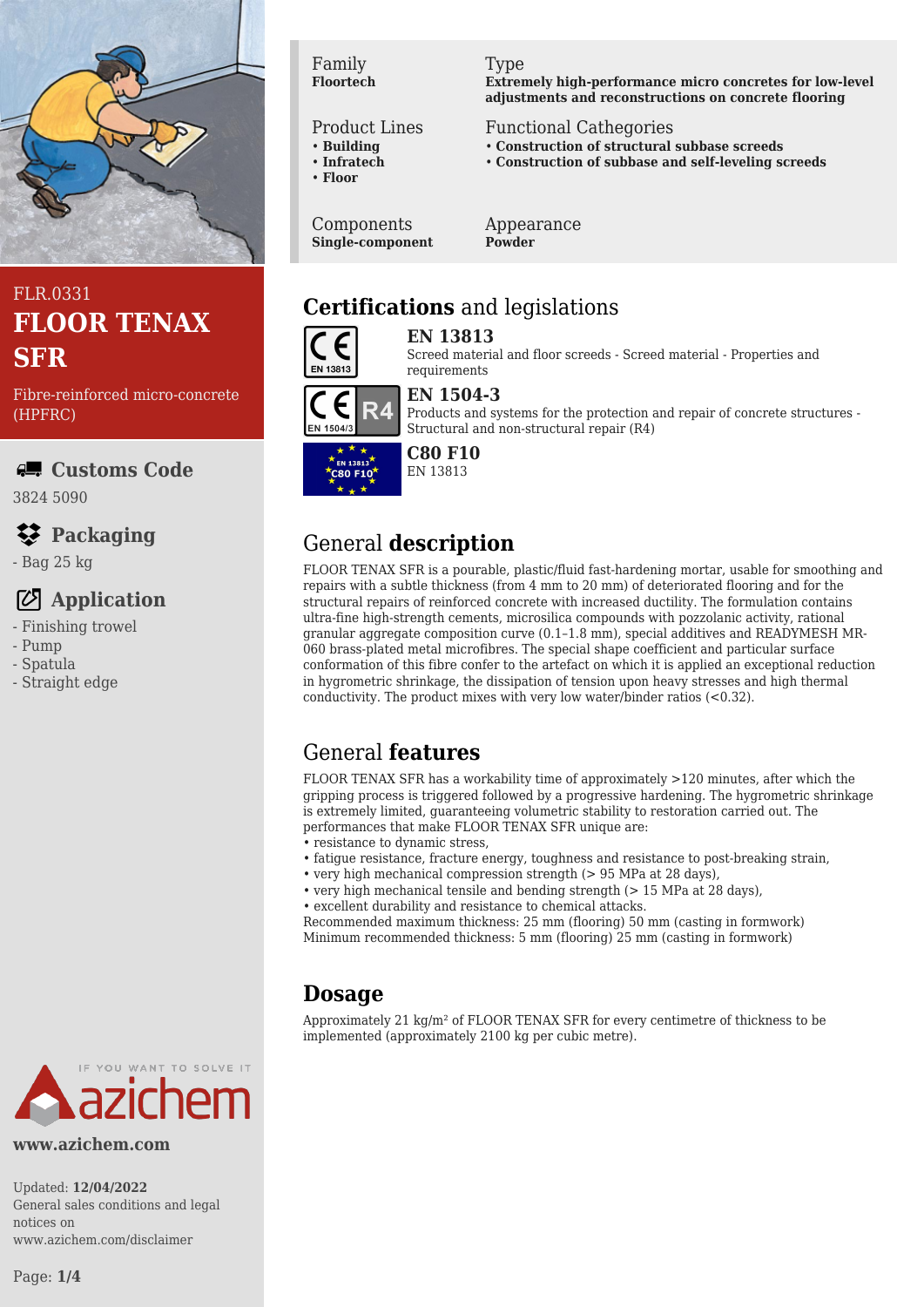FLR.0331

# FLOOR TENAX SFR

Fibre-reinforced micro-concrete (HPFRC)

## Customs Code

3824 5090

## Packaging

- Bag 25 kg

## Application

- Finishing trowel
- Pump
- Spatula
- Straight edge

www.azichem.com

Updated: **12/04/2022**
General sales conditions and legal notices on www.azichem.com/disclaimer

| Family | Type |
|---|---|
| **Floortech** | **Extremely high-performance micro concretes for low-level adjustments and reconstructions on concrete flooring** |

| Product Lines | Functional Cathegories |
|---|---|
| • **Building**<br>• **Infratech**<br>• **Floor** | • **Construction of structural subbase screeds**<br>• **Construction of subbase and self-leveling screeds** |

| Components | Appearance |
|---|---|
| **Single-component** | **Powder** |

## **Certifications** and legislations

### EN 13813
Screed material and floor screeds - Screed material - Properties and requirements

### EN 1504-3
Products and systems for the protection and repair of concrete structures - Structural and non-structural repair (R4)

### C80 F10
EN 13813

## General **description**

FLOOR TENAX SFR is a pourable, plastic/fluid fast-hardening mortar, usable for smoothing and repairs with a subtle thickness (from 4 mm to 20 mm) of deteriorated flooring and for the structural repairs of reinforced concrete with increased ductility. The formulation contains ultra-fine high-strength cements, microsilica compounds with pozzolanic activity, rational granular aggregate composition curve (0.1–1.8 mm), special additives and READYMESH MR-060 brass-plated metal microfibres. The special shape coefficient and particular surface conformation of this fibre confer to the artefact on which it is applied an exceptional reduction in hygrometric shrinkage, the dissipation of tension upon heavy stresses and high thermal conductivity. The product mixes with very low water/binder ratios (<0.32).

## General **features**

FLOOR TENAX SFR has a workability time of approximately >120 minutes, after which the gripping process is triggered followed by a progressive hardening. The hygrometric shrinkage is extremely limited, guaranteeing volumetric stability to restoration carried out. The performances that make FLOOR TENAX SFR unique are:

- resistance to dynamic stress,
- fatigue resistance, fracture energy, toughness and resistance to post-breaking strain,
- very high mechanical compression strength (> 95 MPa at 28 days),
- very high mechanical tensile and bending strength (> 15 MPa at 28 days),
- excellent durability and resistance to chemical attacks.

Recommended maximum thickness: 25 mm (flooring) 50 mm (casting in formwork)
Minimum recommended thickness: 5 mm (flooring) 25 mm (casting in formwork)

## Dosage

Approximately 21 kg/m² of FLOOR TENAX SFR for every centimetre of thickness to be implemented (approximately 2100 kg per cubic metre).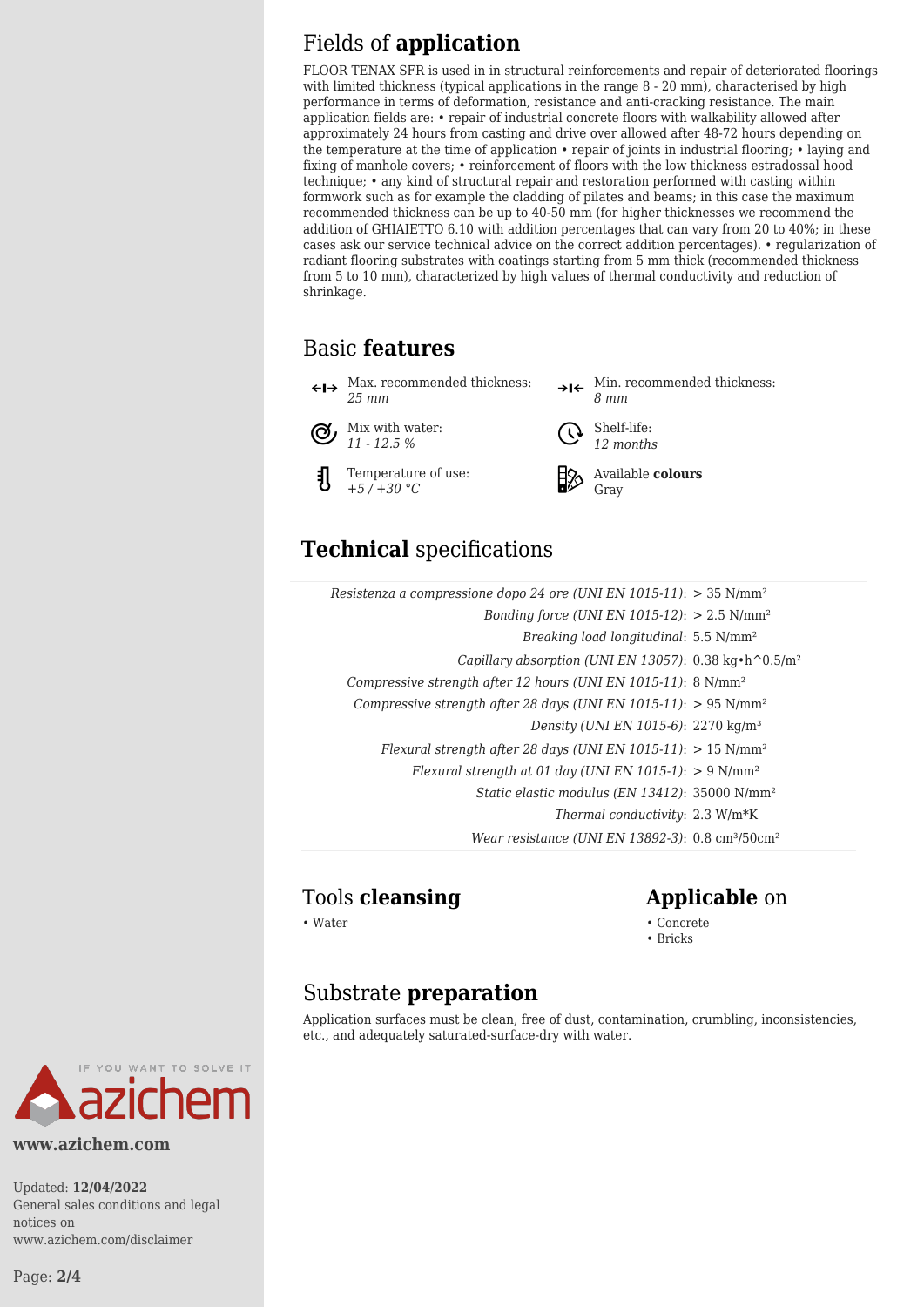## Fields of **application**

FLOOR TENAX SFR is used in in structural reinforcements and repair of deteriorated floorings with limited thickness (typical applications in the range 8 - 20 mm), characterised by high performance in terms of deformation, resistance and anti-cracking resistance. The main application fields are: • repair of industrial concrete floors with walkability allowed after approximately 24 hours from casting and drive over allowed after 48-72 hours depending on the temperature at the time of application • repair of joints in industrial flooring; • laying and fixing of manhole covers; • reinforcement of floors with the low thickness estradossal hood technique; • any kind of structural repair and restoration performed with casting within formwork such as for example the cladding of pilates and beams; in this case the maximum recommended thickness can be up to 40-50 mm (for higher thicknesses we recommend the addition of GHIAIETTO 6.10 with addition percentages that can vary from 20 to 40%; in these cases ask our service technical advice on the correct addition percentages). • regularization of radiant flooring substrates with coatings starting from 5 mm thick (recommended thickness from 5 to 10 mm), characterized by high values of thermal conductivity and reduction of shrinkage.

## Basic **features**

- Max. recommended thickness: *25 mm*
- Min. recommended thickness: *8 mm*
- Mix with water: *11 - 12.5 %*
- Shelf-life: *12 months*
- Temperature of use: *+5 / +30 °C*
- Available **colours**: Gray

## **Technical** specifications

| Property | Value |
|---|---|
| *Resistenza a compressione dopo 24 ore (UNI EN 1015-11)* | > 35 N/mm² |
| *Bonding force (UNI EN 1015-12)* | > 2.5 N/mm² |
| *Breaking load longitudinal* | 5.5 N/mm² |
| *Capillary absorption (UNI EN 13057)* | 0.38 kg•h^0.5/m² |
| *Compressive strength after 12 hours (UNI EN 1015-11)* | 8 N/mm² |
| *Compressive strength after 28 days (UNI EN 1015-11)* | > 95 N/mm² |
| *Density (UNI EN 1015-6)* | 2270 kg/m³ |
| *Flexural strength after 28 days (UNI EN 1015-11)* | > 15 N/mm² |
| *Flexural strength at 01 day (UNI EN 1015-1)* | > 9 N/mm² |
| *Static elastic modulus (EN 13412)* | 35000 N/mm² |
| *Thermal conductivity* | 2.3 W/m*K |
| *Wear resistance (UNI EN 13892-3)* | 0.8 cm³/50cm² |

## Tools **cleansing**

- Water

## **Applicable** on

- Concrete
- Bricks

## Substrate **preparation**

Application surfaces must be clean, free of dust, contamination, crumbling, inconsistencies, etc., and adequately saturated-surface-dry with water.

www.azichem.com

Updated: **12/04/2022**
General sales conditions and legal notices on www.azichem.com/disclaimer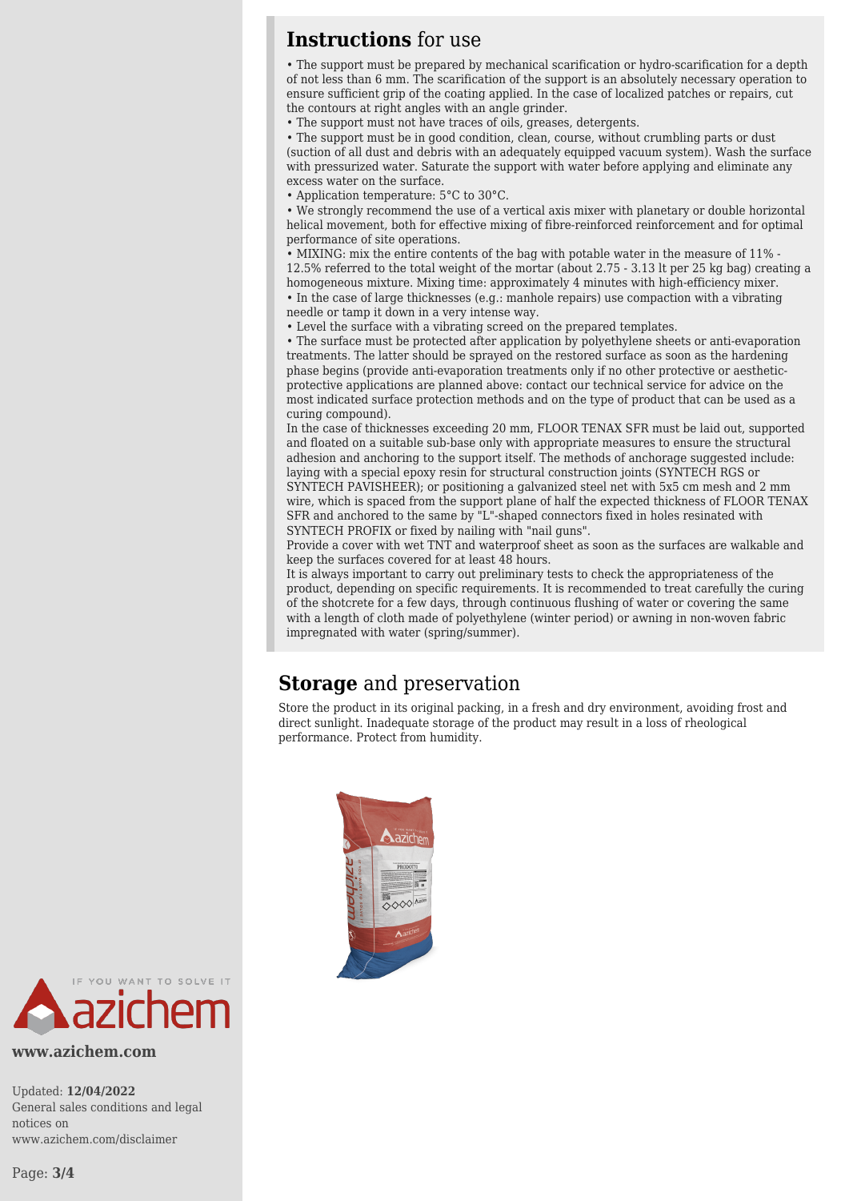## **Instructions** for use

- The support must be prepared by mechanical scarification or hydro-scarification for a depth of not less than 6 mm. The scarification of the support is an absolutely necessary operation to ensure sufficient grip of the coating applied. In the case of localized patches or repairs, cut the contours at right angles with an angle grinder.
- The support must not have traces of oils, greases, detergents.
- The support must be in good condition, clean, course, without crumbling parts or dust (suction of all dust and debris with an adequately equipped vacuum system). Wash the surface with pressurized water. Saturate the support with water before applying and eliminate any excess water on the surface.
- Application temperature: 5°C to 30°C.
- We strongly recommend the use of a vertical axis mixer with planetary or double horizontal helical movement, both for effective mixing of fibre-reinforced reinforcement and for optimal performance of site operations.
- MIXING: mix the entire contents of the bag with potable water in the measure of 11% - 12.5% referred to the total weight of the mortar (about 2.75 - 3.13 lt per 25 kg bag) creating a homogeneous mixture. Mixing time: approximately 4 minutes with high-efficiency mixer.
- In the case of large thicknesses (e.g.: manhole repairs) use compaction with a vibrating needle or tamp it down in a very intense way.
- Level the surface with a vibrating screed on the prepared templates.
- The surface must be protected after application by polyethylene sheets or anti-evaporation treatments. The latter should be sprayed on the restored surface as soon as the hardening phase begins (provide anti-evaporation treatments only if no other protective or aesthetic-protective applications are planned above: contact our technical service for advice on the most indicated surface protection methods and on the type of product that can be used as a curing compound).

In the case of thicknesses exceeding 20 mm, FLOOR TENAX SFR must be laid out, supported and floated on a suitable sub-base only with appropriate measures to ensure the structural adhesion and anchoring to the support itself. The methods of anchorage suggested include: laying with a special epoxy resin for structural construction joints (SYNTECH RGS or SYNTECH PAVISHEER); or positioning a galvanized steel net with 5x5 cm mesh and 2 mm wire, which is spaced from the support plane of half the expected thickness of FLOOR TENAX SFR and anchored to the same by "L"-shaped connectors fixed in holes resinated with SYNTECH PROFIX or fixed by nailing with "nail guns".

Provide a cover with wet TNT and waterproof sheet as soon as the surfaces are walkable and keep the surfaces covered for at least 48 hours.

It is always important to carry out preliminary tests to check the appropriateness of the product, depending on specific requirements. It is recommended to treat carefully the curing of the shotcrete for a few days, through continuous flushing of water or covering the same with a length of cloth made of polyethylene (winter period) or awning in non-woven fabric impregnated with water (spring/summer).

## **Storage** and preservation

Store the product in its original packing, in a fresh and dry environment, avoiding frost and direct sunlight. Inadequate storage of the product may result in a loss of rheological performance. Protect from humidity.

**www.azichem.com**

Updated: **12/04/2022**
General sales conditions and legal notices on www.azichem.com/disclaimer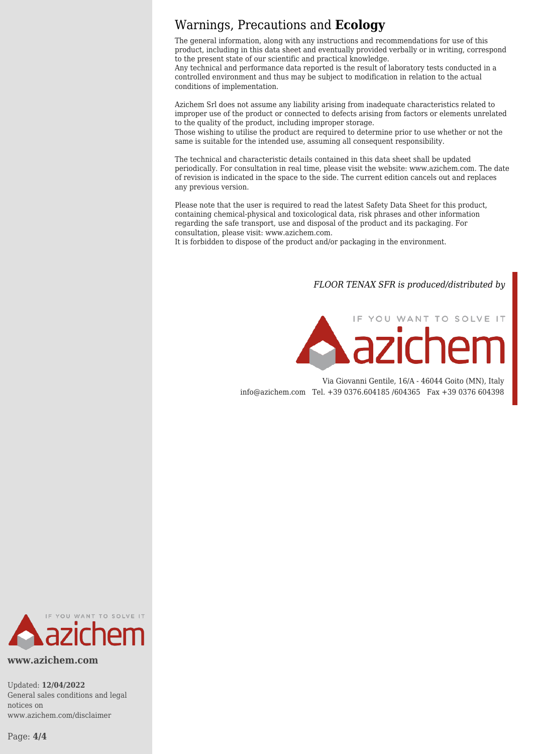# Warnings, Precautions and **Ecology**

The general information, along with any instructions and recommendations for use of this product, including in this data sheet and eventually provided verbally or in writing, correspond to the present state of our scientific and practical knowledge.
Any technical and performance data reported is the result of laboratory tests conducted in a controlled environment and thus may be subject to modification in relation to the actual conditions of implementation.

Azichem Srl does not assume any liability arising from inadequate characteristics related to improper use of the product or connected to defects arising from factors or elements unrelated to the quality of the product, including improper storage.
Those wishing to utilise the product are required to determine prior to use whether or not the same is suitable for the intended use, assuming all consequent responsibility.

The technical and characteristic details contained in this data sheet shall be updated periodically. For consultation in real time, please visit the website: www.azichem.com. The date of revision is indicated in the space to the side. The current edition cancels out and replaces any previous version.

Please note that the user is required to read the latest Safety Data Sheet for this product, containing chemical-physical and toxicological data, risk phrases and other information regarding the safe transport, use and disposal of the product and its packaging. For consultation, please visit: www.azichem.com.
It is forbidden to dispose of the product and/or packaging in the environment.

*FLOOR TENAX SFR is produced/distributed by*

IF YOU WANT TO SOLVE IT
azichem

Via Giovanni Gentile, 16/A - 46044 Goito (MN), Italy
info@azichem.com Tel. +39 0376.604185 /604365 Fax +39 0376 604398

IF YOU WANT TO SOLVE IT
azichem

**www.azichem.com**

Updated: **12/04/2022**
General sales conditions and legal notices on www.azichem.com/disclaimer